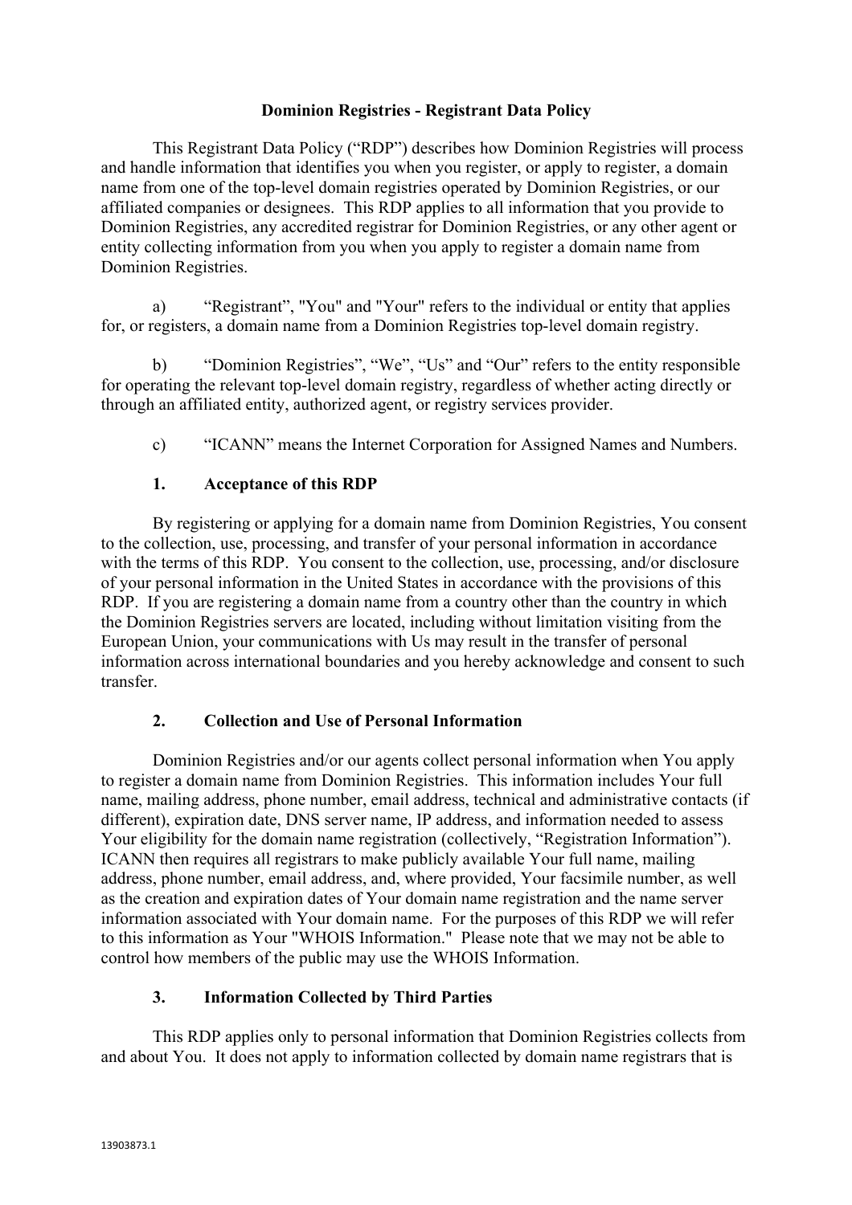# Dominion Registries - Registrant Data Policy

This Registrant Data Policy ("RDP") describes how Dominion Registries will process and handle information that identifies you when you register, or apply to register, a domain name from one of the top-level domain registries operated by Dominion Registries, or our affiliated companies or designees. This RDP applies to all information that you provide to Dominion Registries, any accredited registrar for Dominion Registries, or any other agent or entity collecting information from you when you apply to register a domain name from Dominion Registries.

a) "Registrant", "You" and "Your" refers to the individual or entity that applies for, or registers, a domain name from a Dominion Registries top-level domain registry.

b) "Dominion Registries", "We", "Us" and "Our" refers to the entity responsible for operating the relevant top-level domain registry, regardless of whether acting directly or through an affiliated entity, authorized agent, or registry services provider.

c) "ICANN" means the Internet Corporation for Assigned Names and Numbers.

## 1. Acceptance of this RDP

By registering or applying for a domain name from Dominion Registries, You consent to the collection, use, processing, and transfer of your personal information in accordance with the terms of this RDP. You consent to the collection, use, processing, and/or disclosure of your personal information in the United States in accordance with the provisions of this RDP. If you are registering a domain name from a country other than the country in which the Dominion Registries servers are located, including without limitation visiting from the European Union, your communications with Us may result in the transfer of personal information across international boundaries and you hereby acknowledge and consent to such transfer.

## 2. Collection and Use of Personal Information

Dominion Registries and/or our agents collect personal information when You apply to register a domain name from Dominion Registries. This information includes Your full name, mailing address, phone number, email address, technical and administrative contacts (if different), expiration date, DNS server name, IP address, and information needed to assess Your eligibility for the domain name registration (collectively, "Registration Information"). ICANN then requires all registrars to make publicly available Your full name, mailing address, phone number, email address, and, where provided, Your facsimile number, as well as the creation and expiration dates of Your domain name registration and the name server information associated with Your domain name. For the purposes of this RDP we will refer to this information as Your "WHOIS Information." Please note that we may not be able to control how members of the public may use the WHOIS Information.

## 3. Information Collected by Third Parties

This RDP applies only to personal information that Dominion Registries collects from and about You. It does not apply to information collected by domain name registrars that is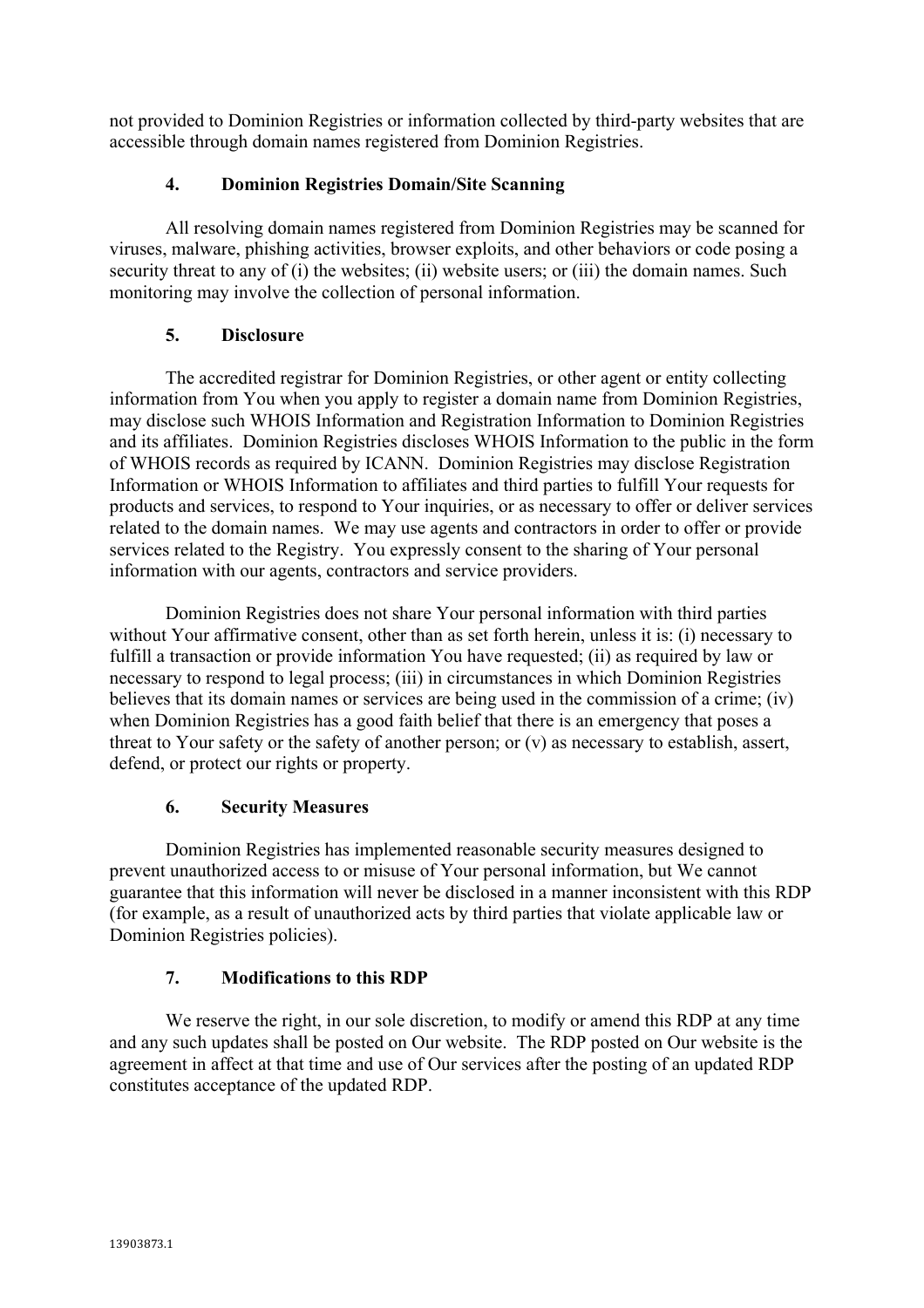not provided to Dominion Registries or information collected by third-party websites that are accessible through domain names registered from Dominion Registries.

## 4. Dominion Registries Domain/Site Scanning

All resolving domain names registered from Dominion Registries may be scanned for viruses, malware, phishing activities, browser exploits, and other behaviors or code posing a security threat to any of (i) the websites; (ii) website users; or (iii) the domain names. Such monitoring may involve the collection of personal information.

## 5. Disclosure

The accredited registrar for Dominion Registries, or other agent or entity collecting information from You when you apply to register a domain name from Dominion Registries, may disclose such WHOIS Information and Registration Information to Dominion Registries and its affiliates. Dominion Registries discloses WHOIS Information to the public in the form of WHOIS records as required by ICANN. Dominion Registries may disclose Registration Information or WHOIS Information to affiliates and third parties to fulfill Your requests for products and services, to respond to Your inquiries, or as necessary to offer or deliver services related to the domain names. We may use agents and contractors in order to offer or provide services related to the Registry. You expressly consent to the sharing of Your personal information with our agents, contractors and service providers.

Dominion Registries does not share Your personal information with third parties without Your affirmative consent, other than as set forth herein, unless it is: (i) necessary to fulfill a transaction or provide information You have requested; (ii) as required by law or necessary to respond to legal process; (iii) in circumstances in which Dominion Registries believes that its domain names or services are being used in the commission of a crime; (iv) when Dominion Registries has a good faith belief that there is an emergency that poses a threat to Your safety or the safety of another person; or (v) as necessary to establish, assert, defend, or protect our rights or property.

## 6. Security Measures

Dominion Registries has implemented reasonable security measures designed to prevent unauthorized access to or misuse of Your personal information, but We cannot guarantee that this information will never be disclosed in a manner inconsistent with this RDP (for example, as a result of unauthorized acts by third parties that violate applicable law or Dominion Registries policies).

## 7. Modifications to this RDP

We reserve the right, in our sole discretion, to modify or amend this RDP at any time and any such updates shall be posted on Our website. The RDP posted on Our website is the agreement in affect at that time and use of Our services after the posting of an updated RDP constitutes acceptance of the updated RDP.

13903873.1